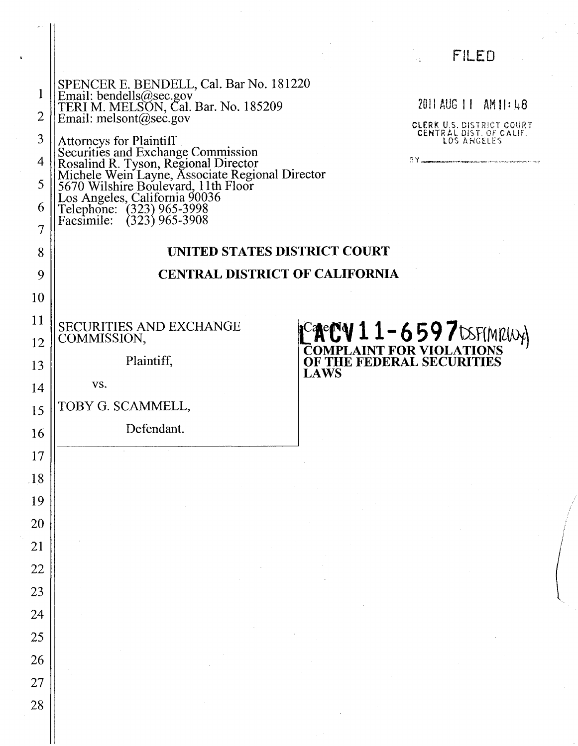SPENCER E. BENDELL, Cal. Bar No. 181220
Email: bendells@sec.gov
TERI M. MELSON, Cal. Bar. No. 185209
Email: melsont@sec.gov

Attorneys for Plaintiff
Securities and Exchange Commission
Rosalind R. Tyson, Regional Director
Michele Wein Layne, Associate Regional Director
5670 Wilshire Boulevard, 11th Floor
Los Angeles, California 90036
Telephone: (323) 965-3998
Facsimile: (323) 965-3908

FILED

2011 AUG 11 AM 11:48

CLERK U.S. DISTRICT COURT
CENTRAL DIST. OF CALIF.
LOS ANGELES

BY ______

**UNITED STATES DISTRICT COURT**

**CENTRAL DISTRICT OF CALIFORNIA**

SECURITIES AND EXCHANGE COMMISSION,

Plaintiff,

vs.

TOBY G. SCAMMELL,

Defendant.

Case No. **LACV 11-6597** DSF(MRWx)

**COMPLAINT FOR VIOLATIONS OF THE FEDERAL SECURITIES LAWS**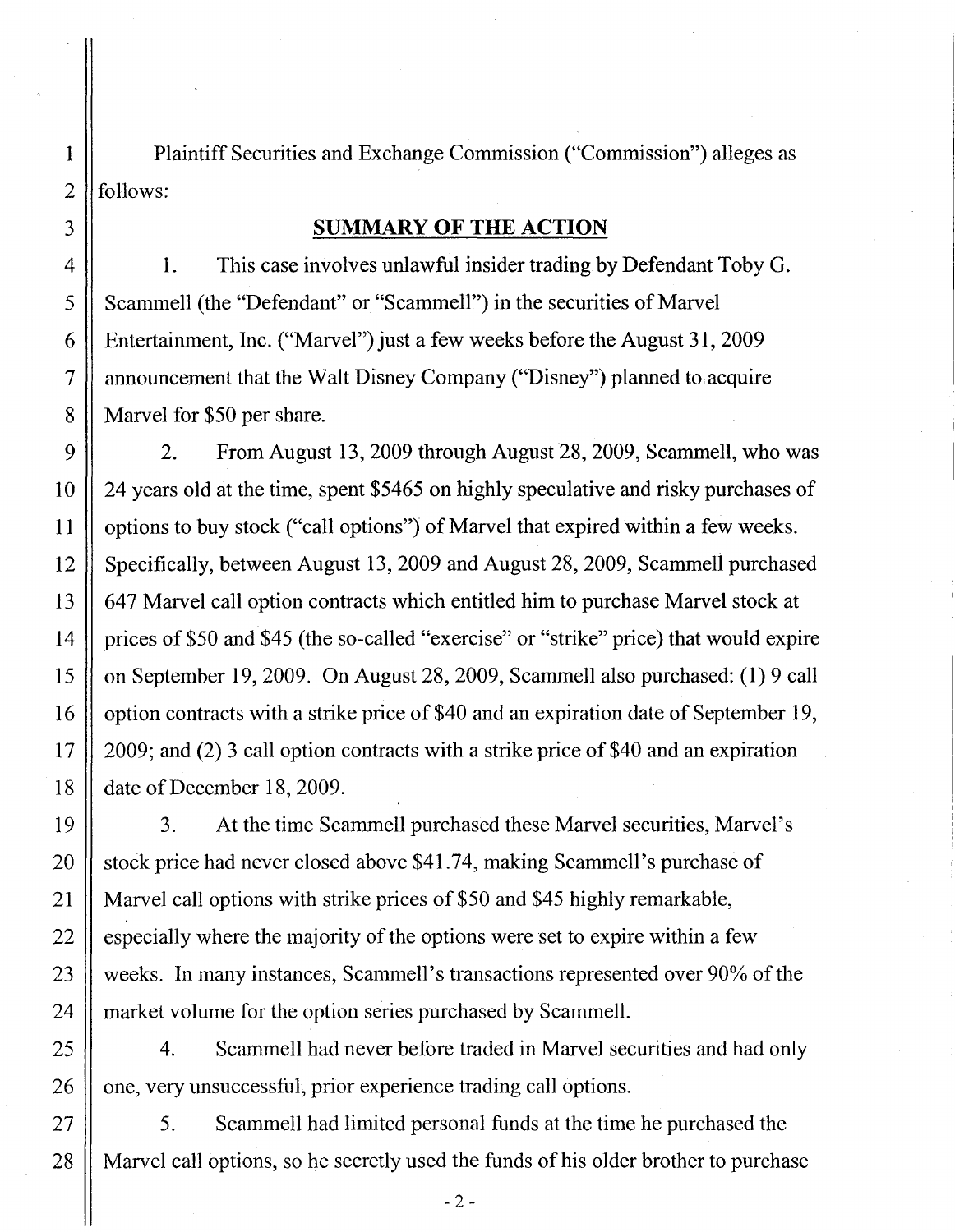Plaintiff Securities and Exchange Commission ("Commission") alleges as follows:

## SUMMARY OF THE ACTION

1. This case involves unlawful insider trading by Defendant Toby G. Scammell (the "Defendant" or "Scammell") in the securities of Marvel Entertainment, Inc. ("Marvel") just a few weeks before the August 31, 2009 announcement that the Walt Disney Company ("Disney") planned to acquire Marvel for $50 per share.

2. From August 13, 2009 through August 28, 2009, Scammell, who was 24 years old at the time, spent $5465 on highly speculative and risky purchases of options to buy stock ("call options") of Marvel that expired within a few weeks. Specifically, between August 13, 2009 and August 28, 2009, Scammell purchased 647 Marvel call option contracts which entitled him to purchase Marvel stock at prices of $50 and $45 (the so-called "exercise" or "strike" price) that would expire on September 19, 2009. On August 28, 2009, Scammell also purchased: (1) 9 call option contracts with a strike price of $40 and an expiration date of September 19, 2009; and (2) 3 call option contracts with a strike price of $40 and an expiration date of December 18, 2009.

3. At the time Scammell purchased these Marvel securities, Marvel's stock price had never closed above $41.74, making Scammell's purchase of Marvel call options with strike prices of $50 and $45 highly remarkable, especially where the majority of the options were set to expire within a few weeks. In many instances, Scammell's transactions represented over 90% of the market volume for the option series purchased by Scammell.

4. Scammell had never before traded in Marvel securities and had only one, very unsuccessful, prior experience trading call options.

5. Scammell had limited personal funds at the time he purchased the Marvel call options, so he secretly used the funds of his older brother to purchase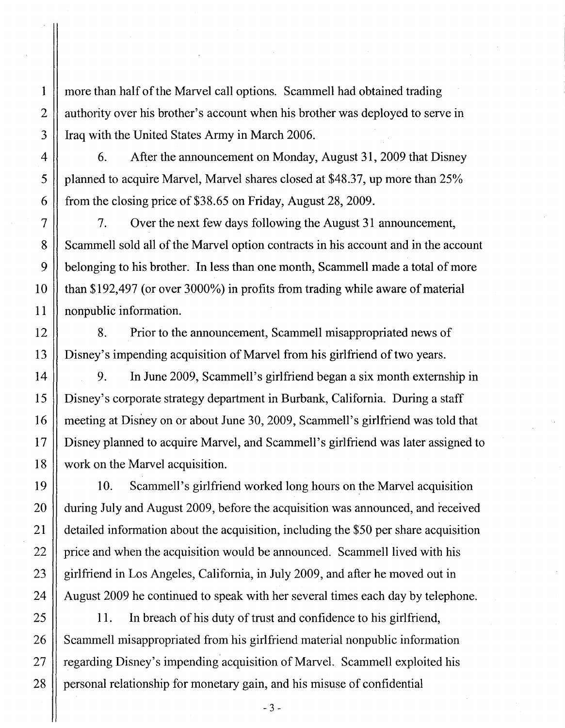more than half of the Marvel call options. Scammell had obtained trading authority over his brother's account when his brother was deployed to serve in Iraq with the United States Army in March 2006.

6. After the announcement on Monday, August 31, 2009 that Disney planned to acquire Marvel, Marvel shares closed at $48.37, up more than 25% from the closing price of $38.65 on Friday, August 28, 2009.

7. Over the next few days following the August 31 announcement, Scammell sold all of the Marvel option contracts in his account and in the account belonging to his brother. In less than one month, Scammell made a total of more than $192,497 (or over 3000%) in profits from trading while aware of material nonpublic information.

8. Prior to the announcement, Scammell misappropriated news of Disney's impending acquisition of Marvel from his girlfriend of two years.

9. In June 2009, Scammell's girlfriend began a six month externship in Disney's corporate strategy department in Burbank, California. During a staff meeting at Disney on or about June 30, 2009, Scammell's girlfriend was told that Disney planned to acquire Marvel, and Scammell's girlfriend was later assigned to work on the Marvel acquisition.

10. Scammell's girlfriend worked long hours on the Marvel acquisition during July and August 2009, before the acquisition was announced, and received detailed information about the acquisition, including the $50 per share acquisition price and when the acquisition would be announced. Scammell lived with his girlfriend in Los Angeles, California, in July 2009, and after he moved out in August 2009 he continued to speak with her several times each day by telephone.

11. In breach of his duty of trust and confidence to his girlfriend, Scammell misappropriated from his girlfriend material nonpublic information regarding Disney's impending acquisition of Marvel. Scammell exploited his personal relationship for monetary gain, and his misuse of confidential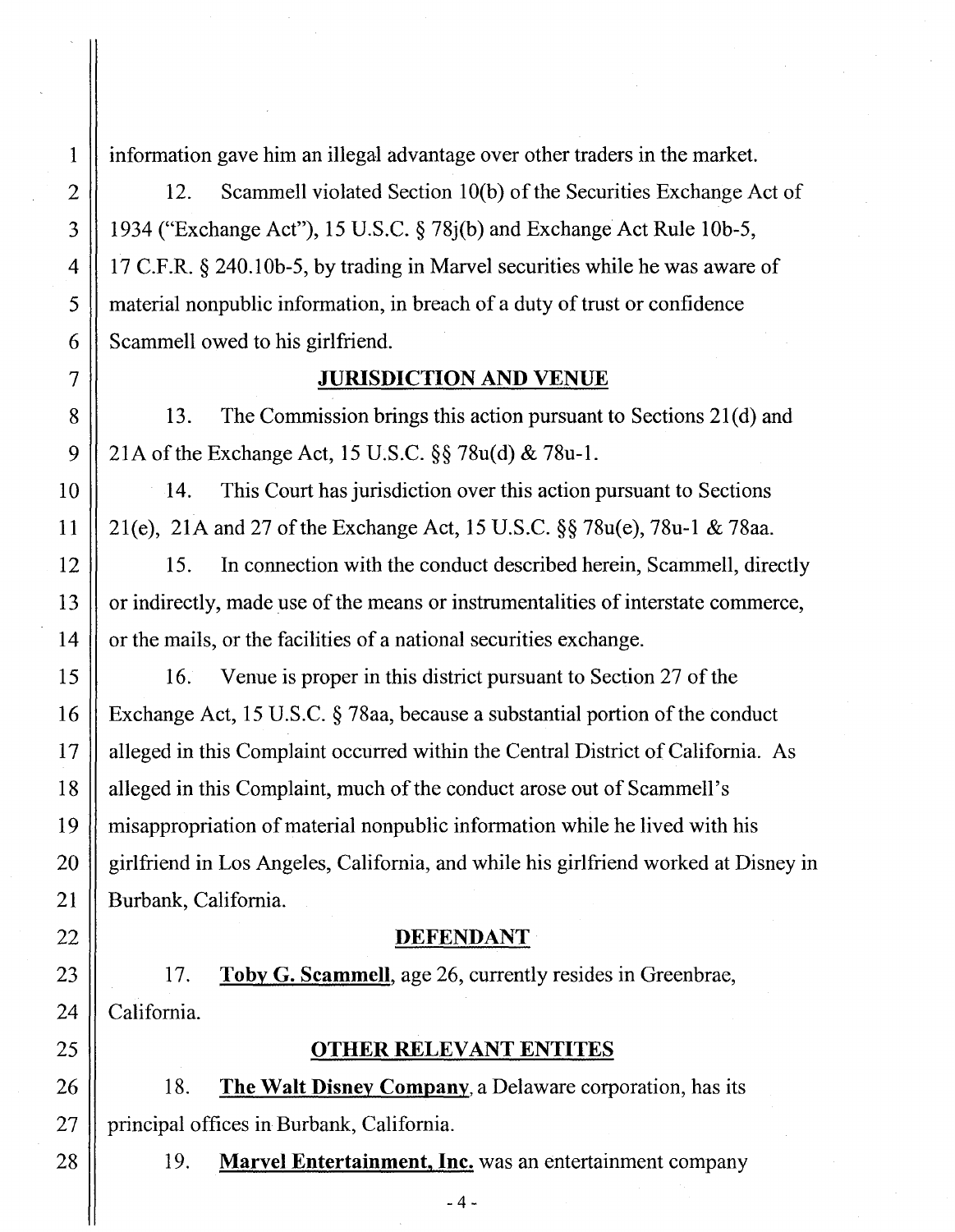information gave him an illegal advantage over other traders in the market.

12. Scammell violated Section 10(b) of the Securities Exchange Act of 1934 ("Exchange Act"), 15 U.S.C. § 78j(b) and Exchange Act Rule 10b-5, 17 C.F.R. § 240.10b-5, by trading in Marvel securities while he was aware of material nonpublic information, in breach of a duty of trust or confidence Scammell owed to his girlfriend.

## JURISDICTION AND VENUE

13. The Commission brings this action pursuant to Sections 21(d) and 21A of the Exchange Act, 15 U.S.C. §§ 78u(d) & 78u-1.

14. This Court has jurisdiction over this action pursuant to Sections 21(e), 21A and 27 of the Exchange Act, 15 U.S.C. §§ 78u(e), 78u-1 & 78aa.

15. In connection with the conduct described herein, Scammell, directly or indirectly, made use of the means or instrumentalities of interstate commerce, or the mails, or the facilities of a national securities exchange.

16. Venue is proper in this district pursuant to Section 27 of the Exchange Act, 15 U.S.C. § 78aa, because a substantial portion of the conduct alleged in this Complaint occurred within the Central District of California. As alleged in this Complaint, much of the conduct arose out of Scammell's misappropriation of material nonpublic information while he lived with his girlfriend in Los Angeles, California, and while his girlfriend worked at Disney in Burbank, California.

## DEFENDANT

17. **Toby G. Scammell**, age 26, currently resides in Greenbrae, California.

## OTHER RELEVANT ENTITES

18. **The Walt Disney Company**, a Delaware corporation, has its principal offices in Burbank, California.

19. **Marvel Entertainment, Inc.** was an entertainment company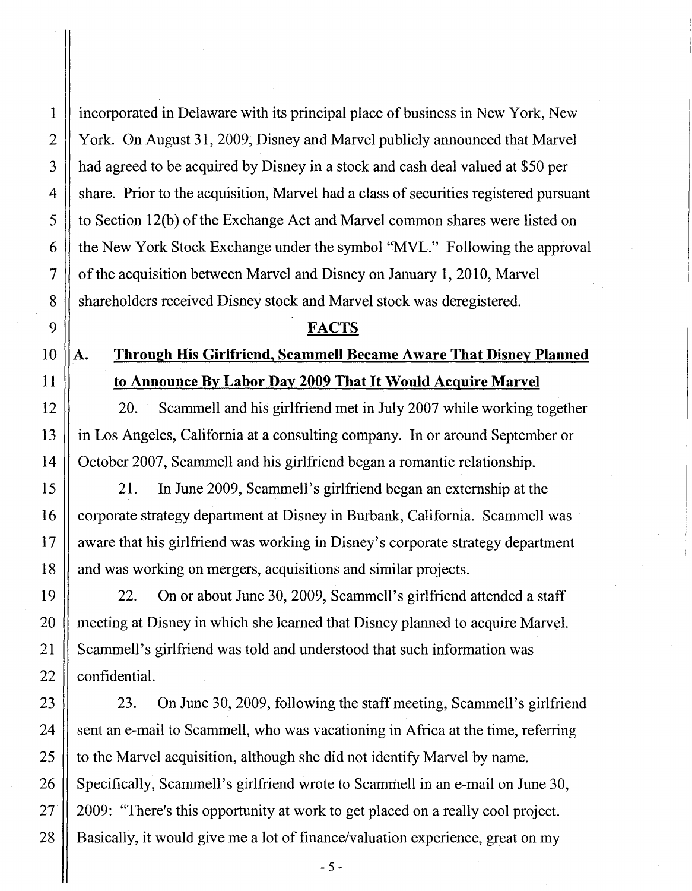incorporated in Delaware with its principal place of business in New York, New York. On August 31, 2009, Disney and Marvel publicly announced that Marvel had agreed to be acquired by Disney in a stock and cash deal valued at $50 per share. Prior to the acquisition, Marvel had a class of securities registered pursuant to Section 12(b) of the Exchange Act and Marvel common shares were listed on the New York Stock Exchange under the symbol "MVL." Following the approval of the acquisition between Marvel and Disney on January 1, 2010, Marvel shareholders received Disney stock and Marvel stock was deregistered.

## FACTS

### A. Through His Girlfriend, Scammell Became Aware That Disney Planned to Announce By Labor Day 2009 That It Would Acquire Marvel

20. Scammell and his girlfriend met in July 2007 while working together in Los Angeles, California at a consulting company. In or around September or October 2007, Scammell and his girlfriend began a romantic relationship.

21. In June 2009, Scammell's girlfriend began an externship at the corporate strategy department at Disney in Burbank, California. Scammell was aware that his girlfriend was working in Disney's corporate strategy department and was working on mergers, acquisitions and similar projects.

22. On or about June 30, 2009, Scammell's girlfriend attended a staff meeting at Disney in which she learned that Disney planned to acquire Marvel. Scammell's girlfriend was told and understood that such information was confidential.

23. On June 30, 2009, following the staff meeting, Scammell's girlfriend sent an e-mail to Scammell, who was vacationing in Africa at the time, referring to the Marvel acquisition, although she did not identify Marvel by name. Specifically, Scammell's girlfriend wrote to Scammell in an e-mail on June 30, 2009: "There's this opportunity at work to get placed on a really cool project. Basically, it would give me a lot of finance/valuation experience, great on my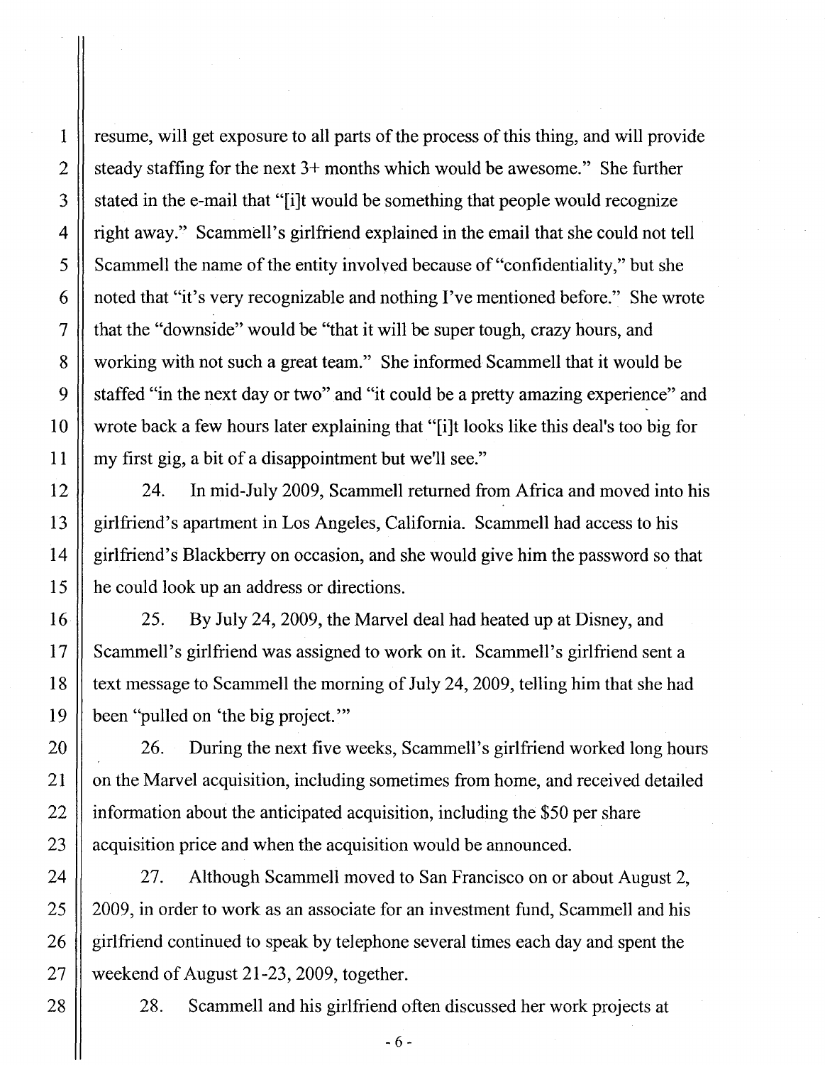resume, will get exposure to all parts of the process of this thing, and will provide steady staffing for the next 3+ months which would be awesome." She further stated in the e-mail that "[i]t would be something that people would recognize right away." Scammell's girlfriend explained in the email that she could not tell Scammell the name of the entity involved because of "confidentiality," but she noted that "it's very recognizable and nothing I've mentioned before." She wrote that the "downside" would be "that it will be super tough, crazy hours, and working with not such a great team." She informed Scammell that it would be staffed "in the next day or two" and "it could be a pretty amazing experience" and wrote back a few hours later explaining that "[i]t looks like this deal's too big for my first gig, a bit of a disappointment but we'll see."

24. In mid-July 2009, Scammell returned from Africa and moved into his girlfriend's apartment in Los Angeles, California. Scammell had access to his girlfriend's Blackberry on occasion, and she would give him the password so that he could look up an address or directions.

25. By July 24, 2009, the Marvel deal had heated up at Disney, and Scammell's girlfriend was assigned to work on it. Scammell's girlfriend sent a text message to Scammell the morning of July 24, 2009, telling him that she had been "pulled on 'the big project.'"

26. During the next five weeks, Scammell's girlfriend worked long hours on the Marvel acquisition, including sometimes from home, and received detailed information about the anticipated acquisition, including the $50 per share acquisition price and when the acquisition would be announced.

27. Although Scammell moved to San Francisco on or about August 2, 2009, in order to work as an associate for an investment fund, Scammell and his girlfriend continued to speak by telephone several times each day and spent the weekend of August 21-23, 2009, together.

28. Scammell and his girlfriend often discussed her work projects at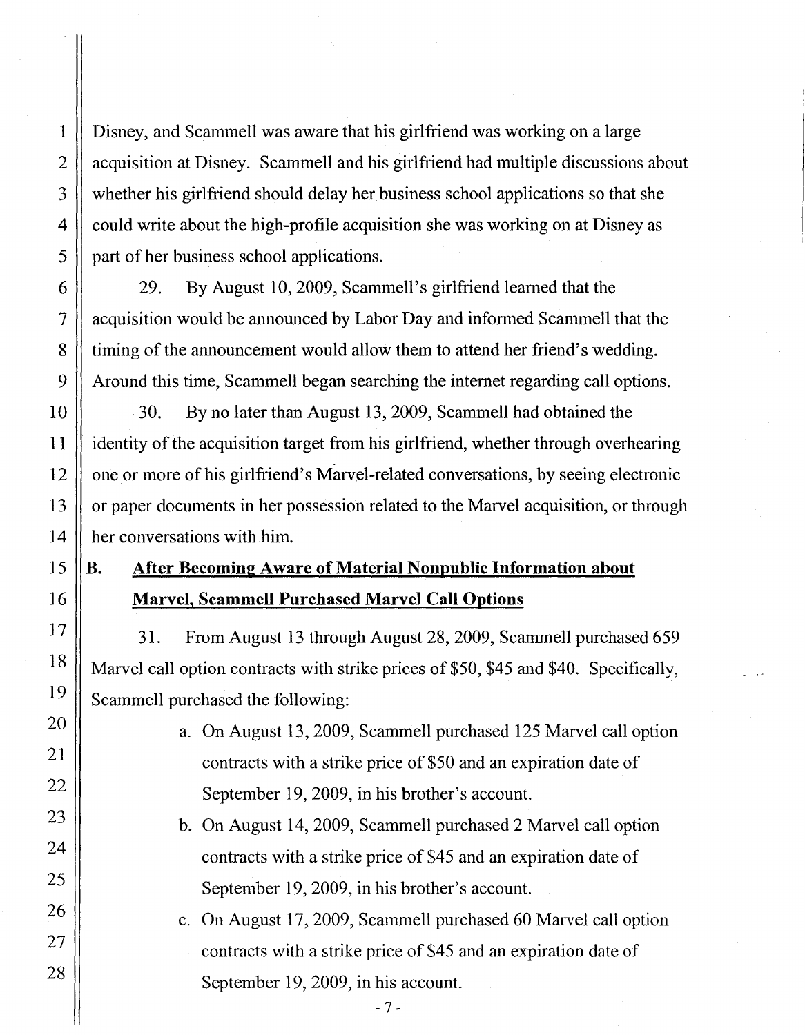Disney, and Scammell was aware that his girlfriend was working on a large acquisition at Disney. Scammell and his girlfriend had multiple discussions about whether his girlfriend should delay her business school applications so that she could write about the high-profile acquisition she was working on at Disney as part of her business school applications.

29. By August 10, 2009, Scammell's girlfriend learned that the acquisition would be announced by Labor Day and informed Scammell that the timing of the announcement would allow them to attend her friend's wedding. Around this time, Scammell began searching the internet regarding call options.

30. By no later than August 13, 2009, Scammell had obtained the identity of the acquisition target from his girlfriend, whether through overhearing one or more of his girlfriend's Marvel-related conversations, by seeing electronic or paper documents in her possession related to the Marvel acquisition, or through her conversations with him.

## B. After Becoming Aware of Material Nonpublic Information about Marvel, Scammell Purchased Marvel Call Options

31. From August 13 through August 28, 2009, Scammell purchased 659 Marvel call option contracts with strike prices of $50, $45 and $40. Specifically, Scammell purchased the following:

a. On August 13, 2009, Scammell purchased 125 Marvel call option contracts with a strike price of $50 and an expiration date of September 19, 2009, in his brother's account.

b. On August 14, 2009, Scammell purchased 2 Marvel call option contracts with a strike price of $45 and an expiration date of September 19, 2009, in his brother's account.

c. On August 17, 2009, Scammell purchased 60 Marvel call option contracts with a strike price of $45 and an expiration date of September 19, 2009, in his account.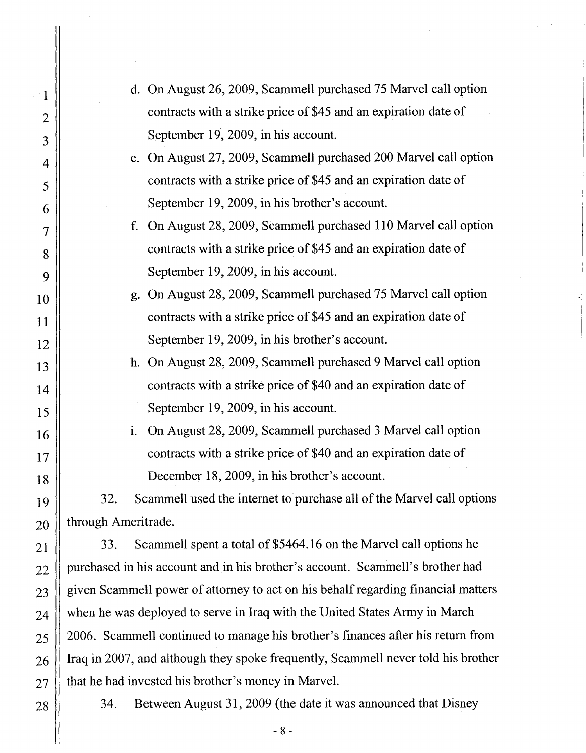d. On August 26, 2009, Scammell purchased 75 Marvel call option contracts with a strike price of $45 and an expiration date of September 19, 2009, in his account.

e. On August 27, 2009, Scammell purchased 200 Marvel call option contracts with a strike price of $45 and an expiration date of September 19, 2009, in his brother's account.

f. On August 28, 2009, Scammell purchased 110 Marvel call option contracts with a strike price of $45 and an expiration date of September 19, 2009, in his account.

g. On August 28, 2009, Scammell purchased 75 Marvel call option contracts with a strike price of $45 and an expiration date of September 19, 2009, in his brother's account.

h. On August 28, 2009, Scammell purchased 9 Marvel call option contracts with a strike price of $40 and an expiration date of September 19, 2009, in his account.

i. On August 28, 2009, Scammell purchased 3 Marvel call option contracts with a strike price of $40 and an expiration date of December 18, 2009, in his brother's account.

32. Scammell used the internet to purchase all of the Marvel call options through Ameritrade.

33. Scammell spent a total of $5464.16 on the Marvel call options he purchased in his account and in his brother's account. Scammell's brother had given Scammell power of attorney to act on his behalf regarding financial matters when he was deployed to serve in Iraq with the United States Army in March 2006. Scammell continued to manage his brother's finances after his return from Iraq in 2007, and although they spoke frequently, Scammell never told his brother that he had invested his brother's money in Marvel.

34. Between August 31, 2009 (the date it was announced that Disney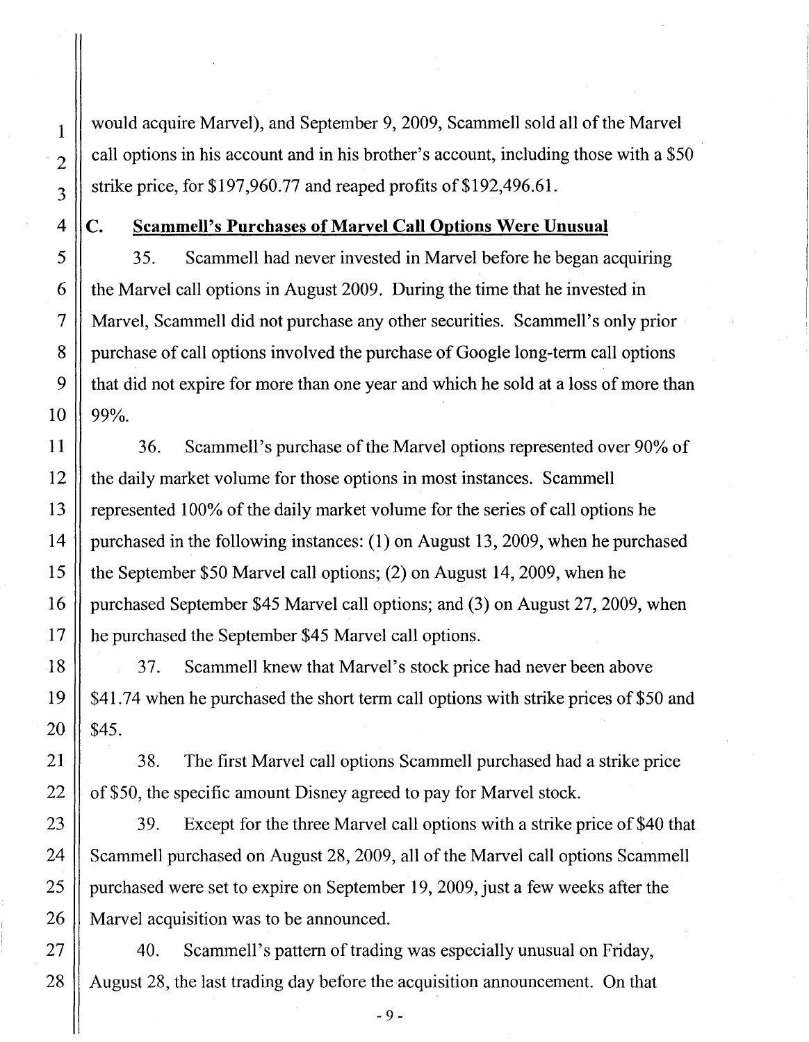would acquire Marvel), and September 9, 2009, Scammell sold all of the Marvel call options in his account and in his brother's account, including those with a $50 strike price, for $197,960.77 and reaped profits of $192,496.61.

## C. Scammell's Purchases of Marvel Call Options Were Unusual

35. Scammell had never invested in Marvel before he began acquiring the Marvel call options in August 2009. During the time that he invested in Marvel, Scammell did not purchase any other securities. Scammell's only prior purchase of call options involved the purchase of Google long-term call options that did not expire for more than one year and which he sold at a loss of more than 99%.

36. Scammell's purchase of the Marvel options represented over 90% of the daily market volume for those options in most instances. Scammell represented 100% of the daily market volume for the series of call options he purchased in the following instances: (1) on August 13, 2009, when he purchased the September $50 Marvel call options; (2) on August 14, 2009, when he purchased September $45 Marvel call options; and (3) on August 27, 2009, when he purchased the September $45 Marvel call options.

37. Scammell knew that Marvel's stock price had never been above $41.74 when he purchased the short term call options with strike prices of $50 and $45.

38. The first Marvel call options Scammell purchased had a strike price of $50, the specific amount Disney agreed to pay for Marvel stock.

39. Except for the three Marvel call options with a strike price of $40 that Scammell purchased on August 28, 2009, all of the Marvel call options Scammell purchased were set to expire on September 19, 2009, just a few weeks after the Marvel acquisition was to be announced.

40. Scammell's pattern of trading was especially unusual on Friday, August 28, the last trading day before the acquisition announcement. On that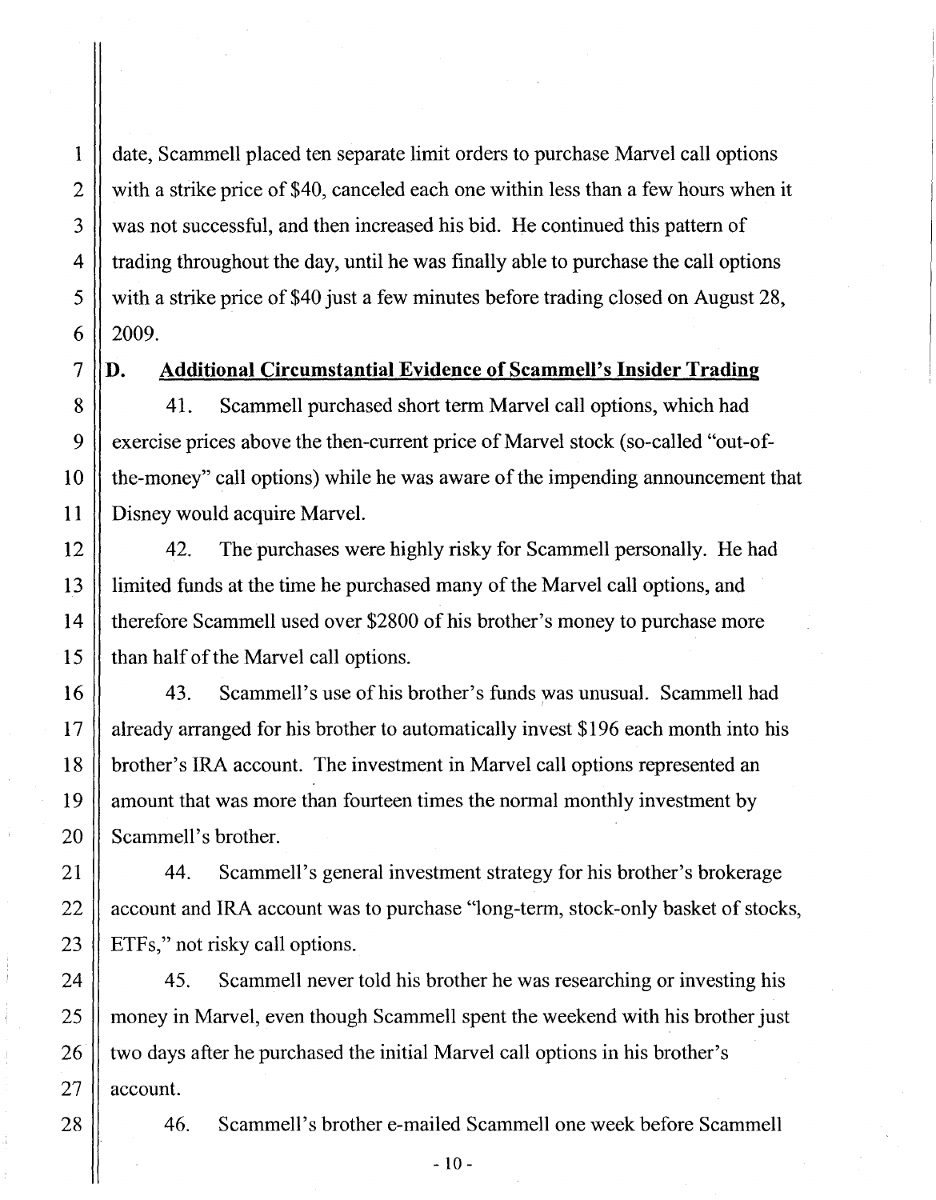date, Scammell placed ten separate limit orders to purchase Marvel call options with a strike price of $40, canceled each one within less than a few hours when it was not successful, and then increased his bid. He continued this pattern of trading throughout the day, until he was finally able to purchase the call options with a strike price of $40 just a few minutes before trading closed on August 28, 2009.

## D. <u>Additional Circumstantial Evidence of Scammell's Insider Trading</u>

41. Scammell purchased short term Marvel call options, which had exercise prices above the then-current price of Marvel stock (so-called "out-of-the-money" call options) while he was aware of the impending announcement that Disney would acquire Marvel.

42. The purchases were highly risky for Scammell personally. He had limited funds at the time he purchased many of the Marvel call options, and therefore Scammell used over $2800 of his brother's money to purchase more than half of the Marvel call options.

43. Scammell's use of his brother's funds was unusual. Scammell had already arranged for his brother to automatically invest $196 each month into his brother's IRA account. The investment in Marvel call options represented an amount that was more than fourteen times the normal monthly investment by Scammell's brother.

44. Scammell's general investment strategy for his brother's brokerage account and IRA account was to purchase "long-term, stock-only basket of stocks, ETFs," not risky call options.

45. Scammell never told his brother he was researching or investing his money in Marvel, even though Scammell spent the weekend with his brother just two days after he purchased the initial Marvel call options in his brother's account.

46. Scammell's brother e-mailed Scammell one week before Scammell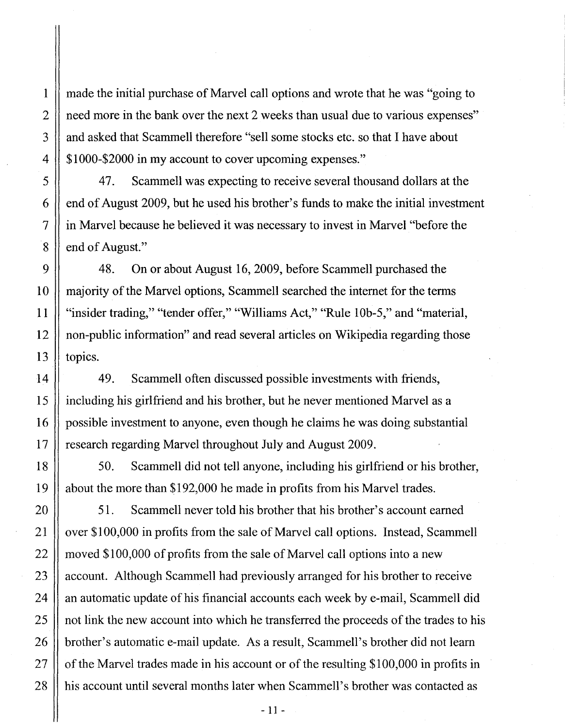made the initial purchase of Marvel call options and wrote that he was "going to need more in the bank over the next 2 weeks than usual due to various expenses" and asked that Scammell therefore "sell some stocks etc. so that I have about $1000-$2000 in my account to cover upcoming expenses."

47. Scammell was expecting to receive several thousand dollars at the end of August 2009, but he used his brother's funds to make the initial investment in Marvel because he believed it was necessary to invest in Marvel "before the end of August."

48. On or about August 16, 2009, before Scammell purchased the majority of the Marvel options, Scammell searched the internet for the terms "insider trading," "tender offer," "Williams Act," "Rule 10b-5," and "material, non-public information" and read several articles on Wikipedia regarding those topics.

49. Scammell often discussed possible investments with friends, including his girlfriend and his brother, but he never mentioned Marvel as a possible investment to anyone, even though he claims he was doing substantial research regarding Marvel throughout July and August 2009.

50. Scammell did not tell anyone, including his girlfriend or his brother, about the more than $192,000 he made in profits from his Marvel trades.

51. Scammell never told his brother that his brother's account earned over $100,000 in profits from the sale of Marvel call options. Instead, Scammell moved $100,000 of profits from the sale of Marvel call options into a new account. Although Scammell had previously arranged for his brother to receive an automatic update of his financial accounts each week by e-mail, Scammell did not link the new account into which he transferred the proceeds of the trades to his brother's automatic e-mail update. As a result, Scammell's brother did not learn of the Marvel trades made in his account or of the resulting $100,000 in profits in his account until several months later when Scammell's brother was contacted as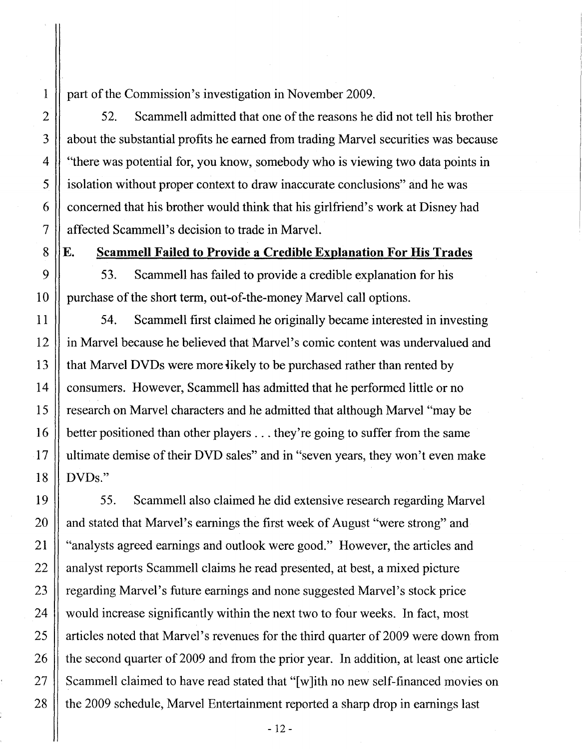part of the Commission's investigation in November 2009.

52. Scammell admitted that one of the reasons he did not tell his brother about the substantial profits he earned from trading Marvel securities was because "there was potential for, you know, somebody who is viewing two data points in isolation without proper context to draw inaccurate conclusions" and he was concerned that his brother would think that his girlfriend's work at Disney had affected Scammell's decision to trade in Marvel.

## E. <u>Scammell Failed to Provide a Credible Explanation For His Trades</u>

53. Scammell has failed to provide a credible explanation for his purchase of the short term, out-of-the-money Marvel call options.

54. Scammell first claimed he originally became interested in investing in Marvel because he believed that Marvel's comic content was undervalued and that Marvel DVDs were more likely to be purchased rather than rented by consumers. However, Scammell has admitted that he performed little or no research on Marvel characters and he admitted that although Marvel "may be better positioned than other players . . . they're going to suffer from the same ultimate demise of their DVD sales" and in "seven years, they won't even make DVDs."

55. Scammell also claimed he did extensive research regarding Marvel and stated that Marvel's earnings the first week of August "were strong" and "analysts agreed earnings and outlook were good." However, the articles and analyst reports Scammell claims he read presented, at best, a mixed picture regarding Marvel's future earnings and none suggested Marvel's stock price would increase significantly within the next two to four weeks. In fact, most articles noted that Marvel's revenues for the third quarter of 2009 were down from the second quarter of 2009 and from the prior year. In addition, at least one article Scammell claimed to have read stated that "[w]ith no new self-financed movies on the 2009 schedule, Marvel Entertainment reported a sharp drop in earnings last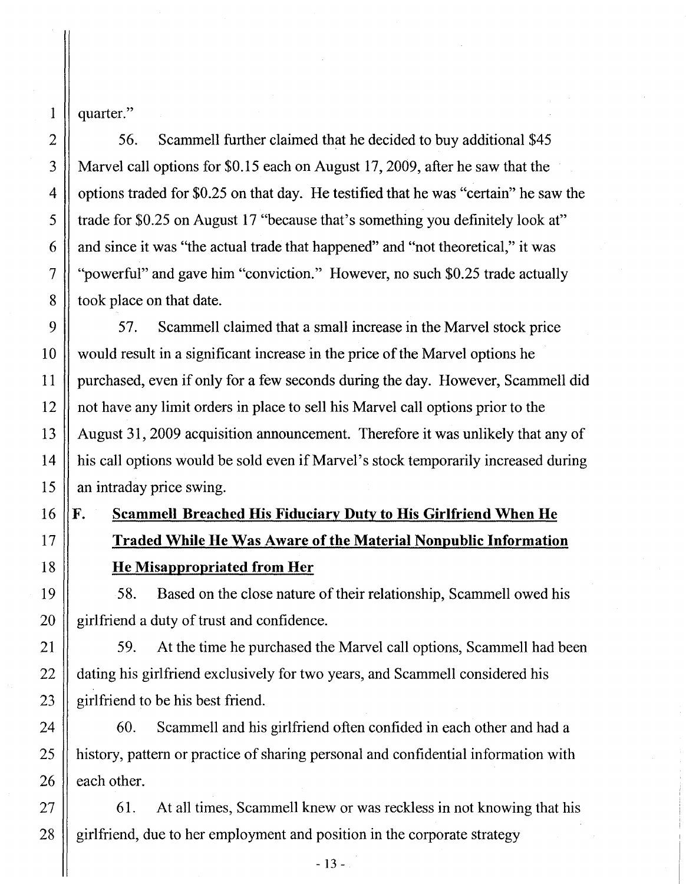quarter."

56. Scammell further claimed that he decided to buy additional $45 Marvel call options for $0.15 each on August 17, 2009, after he saw that the options traded for $0.25 on that day. He testified that he was "certain" he saw the trade for $0.25 on August 17 "because that's something you definitely look at" and since it was "the actual trade that happened" and "not theoretical," it was "powerful" and gave him "conviction." However, no such $0.25 trade actually took place on that date.

57. Scammell claimed that a small increase in the Marvel stock price would result in a significant increase in the price of the Marvel options he purchased, even if only for a few seconds during the day. However, Scammell did not have any limit orders in place to sell his Marvel call options prior to the August 31, 2009 acquisition announcement. Therefore it was unlikely that any of his call options would be sold even if Marvel's stock temporarily increased during an intraday price swing.

## F. Scammell Breached His Fiduciary Duty to His Girlfriend When He Traded While He Was Aware of the Material Nonpublic Information He Misappropriated from Her

58. Based on the close nature of their relationship, Scammell owed his girlfriend a duty of trust and confidence.

59. At the time he purchased the Marvel call options, Scammell had been dating his girlfriend exclusively for two years, and Scammell considered his girlfriend to be his best friend.

60. Scammell and his girlfriend often confided in each other and had a history, pattern or practice of sharing personal and confidential information with each other.

61. At all times, Scammell knew or was reckless in not knowing that his girlfriend, due to her employment and position in the corporate strategy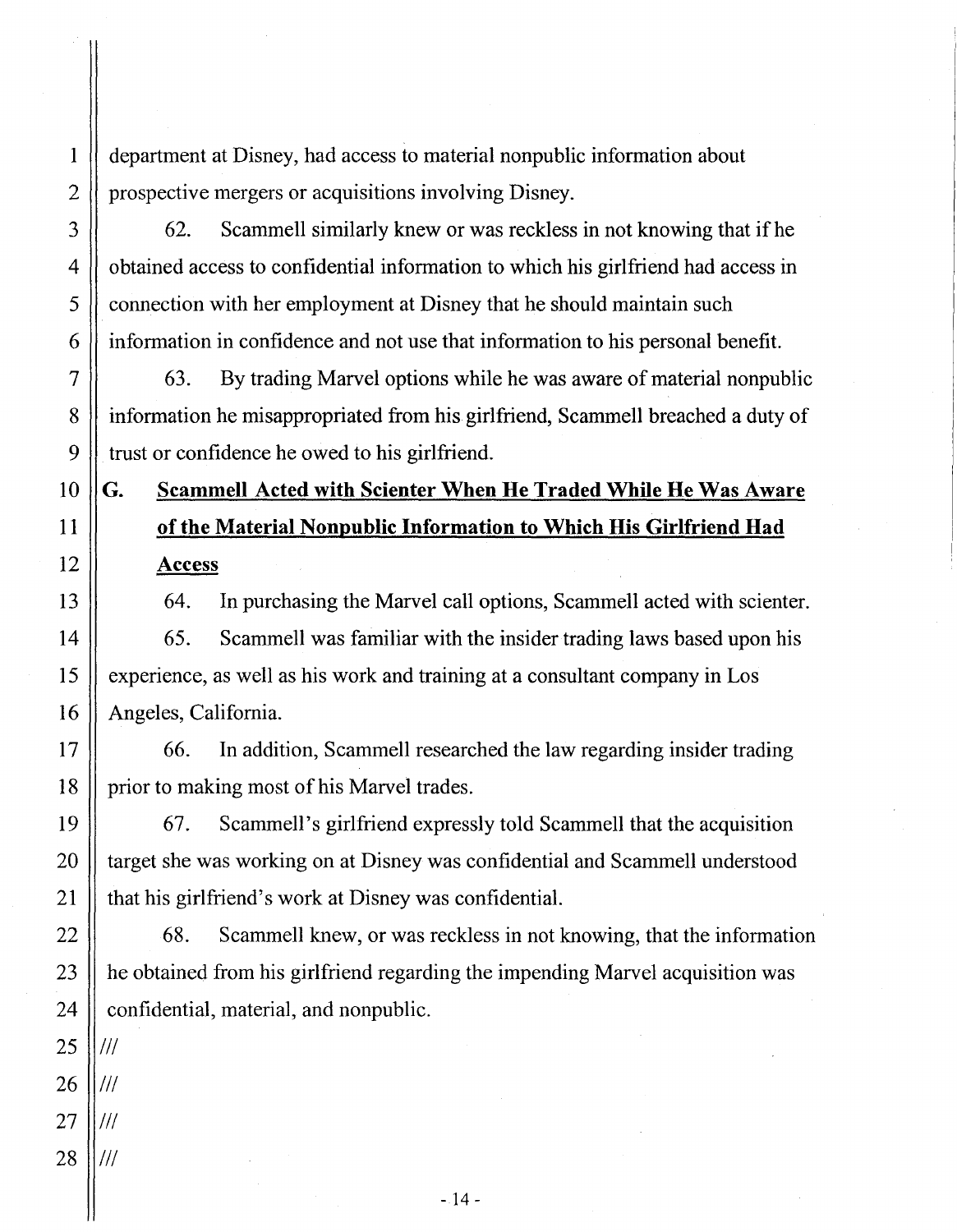department at Disney, had access to material nonpublic information about prospective mergers or acquisitions involving Disney.

62. Scammell similarly knew or was reckless in not knowing that if he obtained access to confidential information to which his girlfriend had access in connection with her employment at Disney that he should maintain such information in confidence and not use that information to his personal benefit.

63. By trading Marvel options while he was aware of material nonpublic information he misappropriated from his girlfriend, Scammell breached a duty of trust or confidence he owed to his girlfriend.

## G. Scammell Acted with Scienter When He Traded While He Was Aware of the Material Nonpublic Information to Which His Girlfriend Had Access

64. In purchasing the Marvel call options, Scammell acted with scienter.

65. Scammell was familiar with the insider trading laws based upon his experience, as well as his work and training at a consultant company in Los Angeles, California.

66. In addition, Scammell researched the law regarding insider trading prior to making most of his Marvel trades.

67. Scammell's girlfriend expressly told Scammell that the acquisition target she was working on at Disney was confidential and Scammell understood that his girlfriend's work at Disney was confidential.

68. Scammell knew, or was reckless in not knowing, that the information he obtained from his girlfriend regarding the impending Marvel acquisition was confidential, material, and nonpublic.

///

///

///

///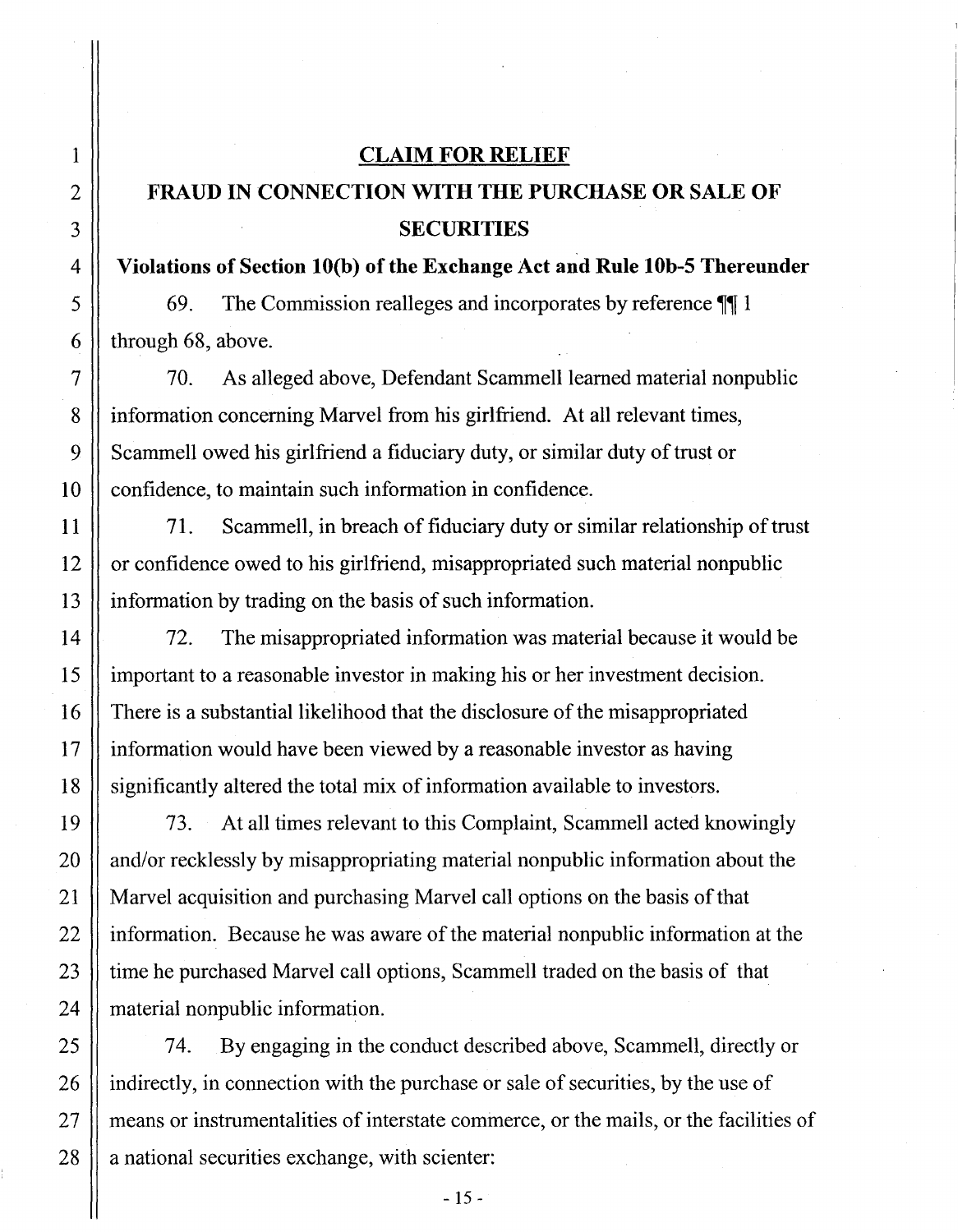## CLAIM FOR RELIEF

## FRAUD IN CONNECTION WITH THE PURCHASE OR SALE OF SECURITIES

### Violations of Section 10(b) of the Exchange Act and Rule 10b-5 Thereunder

69. The Commission realleges and incorporates by reference ¶¶ 1 through 68, above.

70. As alleged above, Defendant Scammell learned material nonpublic information concerning Marvel from his girlfriend. At all relevant times, Scammell owed his girlfriend a fiduciary duty, or similar duty of trust or confidence, to maintain such information in confidence.

71. Scammell, in breach of fiduciary duty or similar relationship of trust or confidence owed to his girlfriend, misappropriated such material nonpublic information by trading on the basis of such information.

72. The misappropriated information was material because it would be important to a reasonable investor in making his or her investment decision. There is a substantial likelihood that the disclosure of the misappropriated information would have been viewed by a reasonable investor as having significantly altered the total mix of information available to investors.

73. At all times relevant to this Complaint, Scammell acted knowingly and/or recklessly by misappropriating material nonpublic information about the Marvel acquisition and purchasing Marvel call options on the basis of that information. Because he was aware of the material nonpublic information at the time he purchased Marvel call options, Scammell traded on the basis of that material nonpublic information.

74. By engaging in the conduct described above, Scammell, directly or indirectly, in connection with the purchase or sale of securities, by the use of means or instrumentalities of interstate commerce, or the mails, or the facilities of a national securities exchange, with scienter: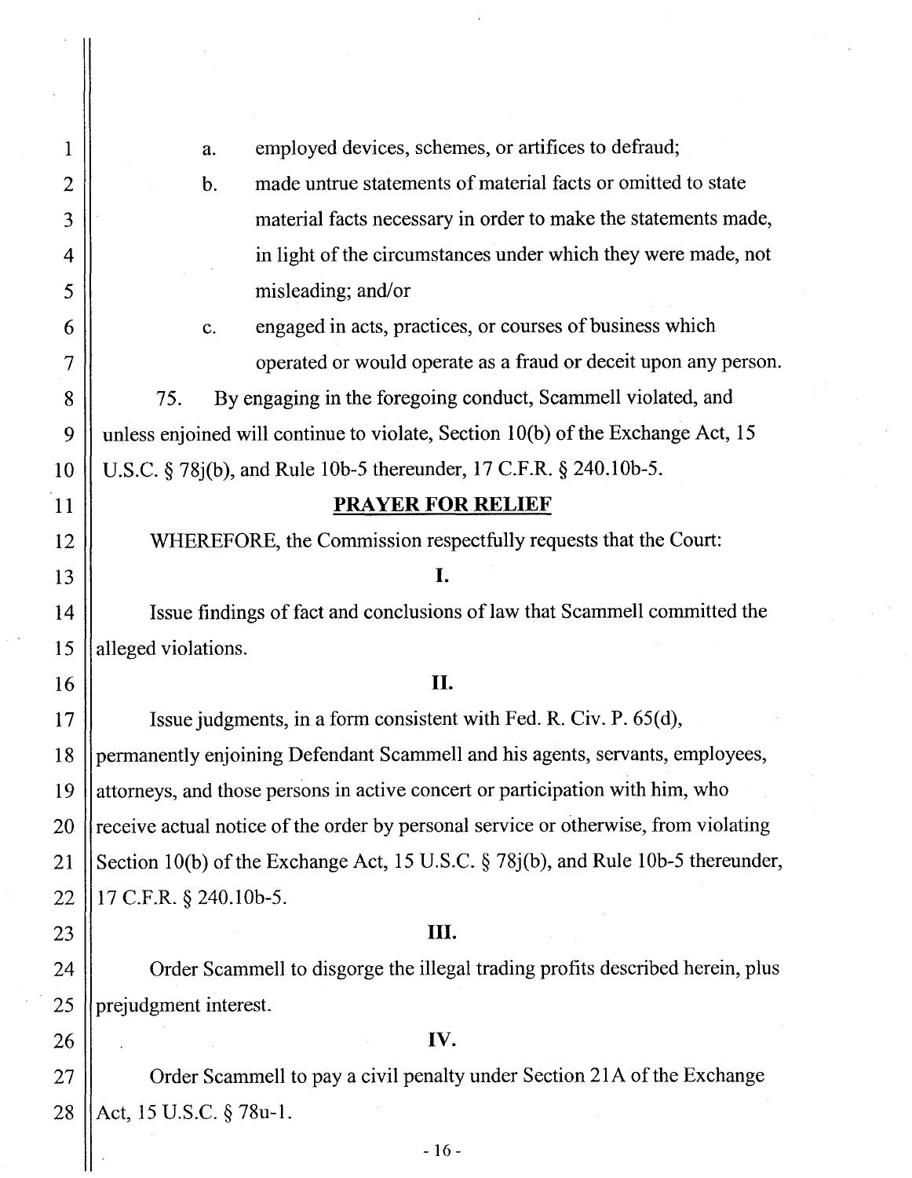a. employed devices, schemes, or artifices to defraud;

b. made untrue statements of material facts or omitted to state material facts necessary in order to make the statements made, in light of the circumstances under which they were made, not misleading; and/or

c. engaged in acts, practices, or courses of business which operated or would operate as a fraud or deceit upon any person.

75. By engaging in the foregoing conduct, Scammell violated, and unless enjoined will continue to violate, Section 10(b) of the Exchange Act, 15 U.S.C. § 78j(b), and Rule 10b-5 thereunder, 17 C.F.R. § 240.10b-5.

## PRAYER FOR RELIEF

WHEREFORE, the Commission respectfully requests that the Court:

**I.**

Issue findings of fact and conclusions of law that Scammell committed the alleged violations.

**II.**

Issue judgments, in a form consistent with Fed. R. Civ. P. 65(d), permanently enjoining Defendant Scammell and his agents, servants, employees, attorneys, and those persons in active concert or participation with him, who receive actual notice of the order by personal service or otherwise, from violating Section 10(b) of the Exchange Act, 15 U.S.C. § 78j(b), and Rule 10b-5 thereunder, 17 C.F.R. § 240.10b-5.

**III.**

Order Scammell to disgorge the illegal trading profits described herein, plus prejudgment interest.

**IV.**

Order Scammell to pay a civil penalty under Section 21A of the Exchange Act, 15 U.S.C. § 78u-1.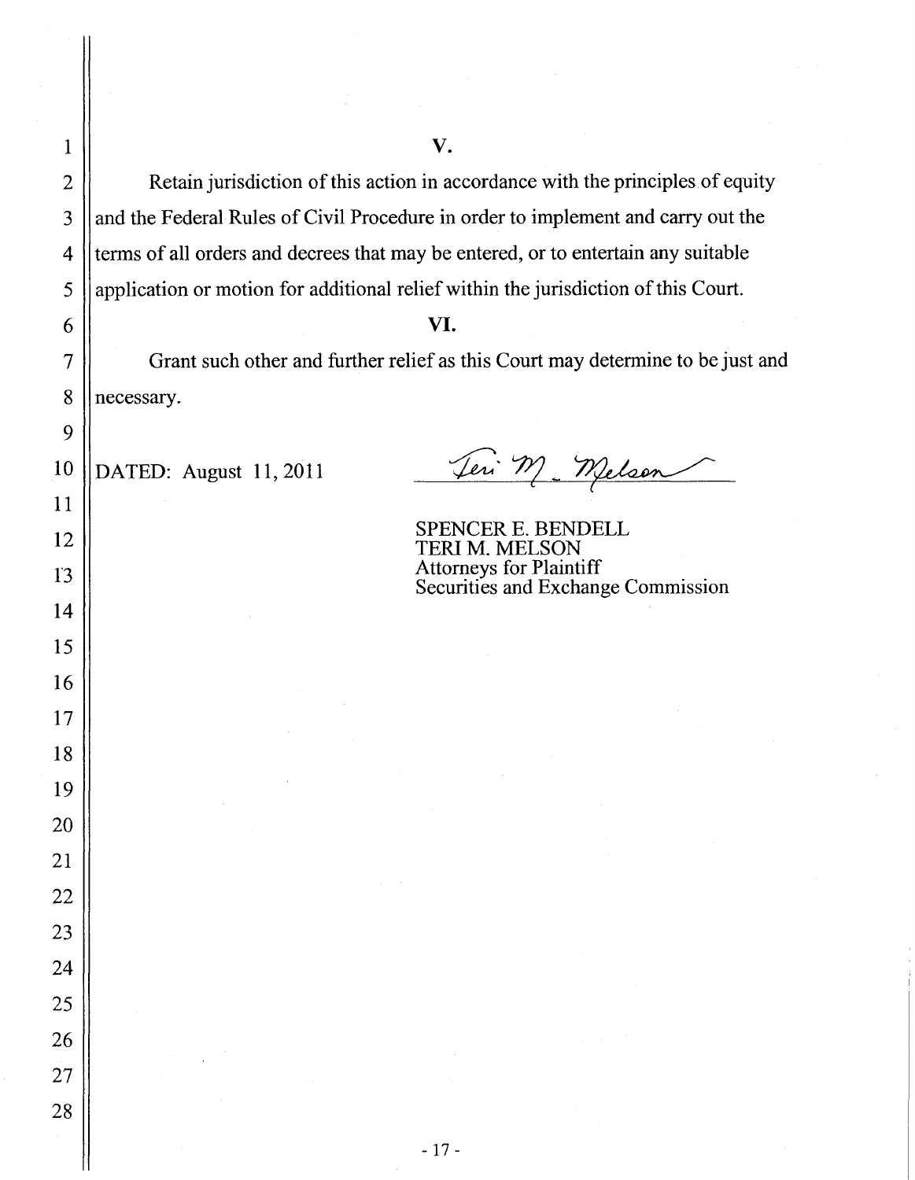## V.

Retain jurisdiction of this action in accordance with the principles of equity and the Federal Rules of Civil Procedure in order to implement and carry out the terms of all orders and decrees that may be entered, or to entertain any suitable application or motion for additional relief within the jurisdiction of this Court.

## VI.

Grant such other and further relief as this Court may determine to be just and necessary.

DATED: August 11, 2011

Teri M. Melson

SPENCER E. BENDELL
TERI M. MELSON
Attorneys for Plaintiff
Securities and Exchange Commission